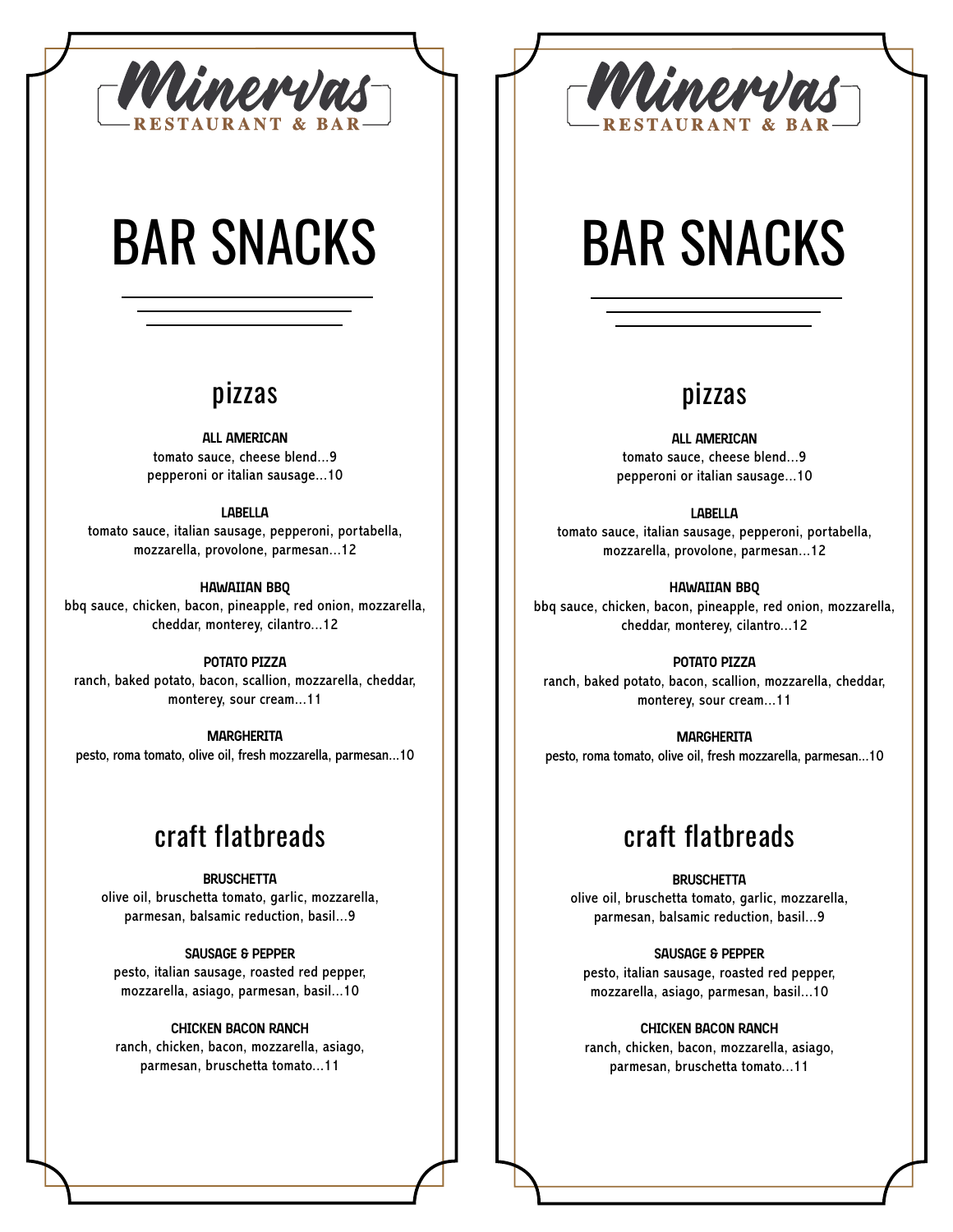Minervas
RESTAURANT & BAR

# BAR SNACKS

## pizzas

**ALL AMERICAN**
tomato sauce, cheese blend...9
pepperoni or italian sausage...10

**LABELLA**
tomato sauce, italian sausage, pepperoni, portabella, mozzarella, provolone, parmesan...12

**HAWAIIAN BBQ**
bbq sauce, chicken, bacon, pineapple, red onion, mozzarella, cheddar, monterey, cilantro...12

**POTATO PIZZA**
ranch, baked potato, bacon, scallion, mozzarella, cheddar, monterey, sour cream...11

**MARGHERITA**
pesto, roma tomato, olive oil, fresh mozzarella, parmesan...10

## craft flatbreads

**BRUSCHETTA**
olive oil, bruschetta tomato, garlic, mozzarella, parmesan, balsamic reduction, basil...9

**SAUSAGE & PEPPER**
pesto, italian sausage, roasted red pepper, mozzarella, asiago, parmesan, basil...10

**CHICKEN BACON RANCH**
ranch, chicken, bacon, mozzarella, asiago, parmesan, bruschetta tomato...11

Minervas
RESTAURANT & BAR

# BAR SNACKS

## pizzas

**ALL AMERICAN**
tomato sauce, cheese blend...9
pepperoni or italian sausage...10

**LABELLA**
tomato sauce, italian sausage, pepperoni, portabella, mozzarella, provolone, parmesan...12

**HAWAIIAN BBQ**
bbq sauce, chicken, bacon, pineapple, red onion, mozzarella, cheddar, monterey, cilantro...12

**POTATO PIZZA**
ranch, baked potato, bacon, scallion, mozzarella, cheddar, monterey, sour cream...11

**MARGHERITA**
pesto, roma tomato, olive oil, fresh mozzarella, parmesan...10

## craft flatbreads

**BRUSCHETTA**
olive oil, bruschetta tomato, garlic, mozzarella, parmesan, balsamic reduction, basil...9

**SAUSAGE & PEPPER**
pesto, italian sausage, roasted red pepper, mozzarella, asiago, parmesan, basil...10

**CHICKEN BACON RANCH**
ranch, chicken, bacon, mozzarella, asiago, parmesan, bruschetta tomato...11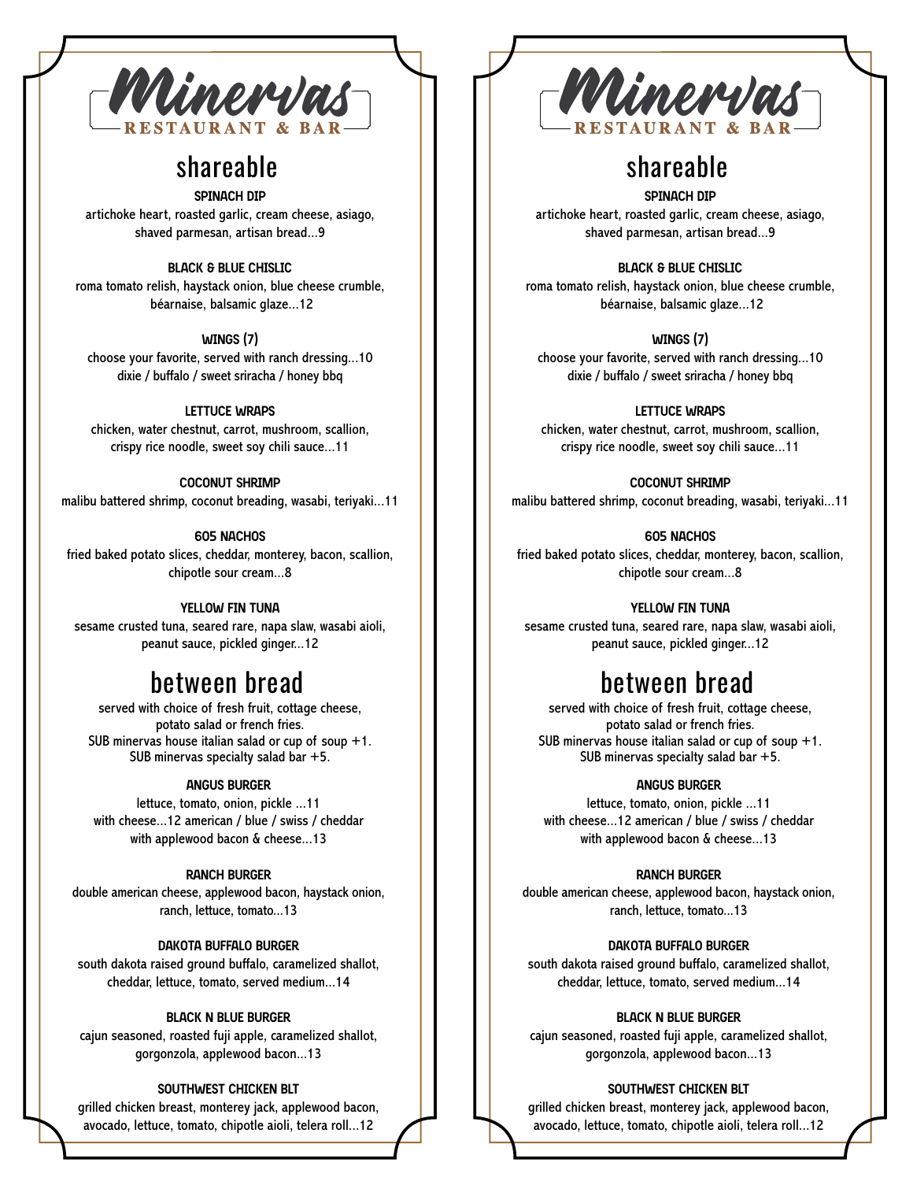# Minervas

RESTAURANT & BAR

## shareable

**SPINACH DIP**
artichoke heart, roasted garlic, cream cheese, asiago, shaved parmesan, artisan bread...9

**BLACK & BLUE CHISLIC**
roma tomato relish, haystack onion, blue cheese crumble, béarnaise, balsamic glaze...12

**WINGS (7)**
choose your favorite, served with ranch dressing...10
dixie / buffalo / sweet sriracha / honey bbq

**LETTUCE WRAPS**
chicken, water chestnut, carrot, mushroom, scallion, crispy rice noodle, sweet soy chili sauce...11

**COCONUT SHRIMP**
malibu battered shrimp, coconut breading, wasabi, teriyaki...11

**605 NACHOS**
fried baked potato slices, cheddar, monterey, bacon, scallion, chipotle sour cream...8

**YELLOW FIN TUNA**
sesame crusted tuna, seared rare, napa slaw, wasabi aioli, peanut sauce, pickled ginger...12

## between bread

served with choice of fresh fruit, cottage cheese, potato salad or french fries.
SUB minervas house italian salad or cup of soup +1.
SUB minervas specialty salad bar +5.

**ANGUS BURGER**
lettuce, tomato, onion, pickle ...11
with cheese...12 american / blue / swiss / cheddar
with applewood bacon & cheese...13

**RANCH BURGER**
double american cheese, applewood bacon, haystack onion, ranch, lettuce, tomato...13

**DAKOTA BUFFALO BURGER**
south dakota raised ground buffalo, caramelized shallot, cheddar, lettuce, tomato, served medium...14

**BLACK N BLUE BURGER**
cajun seasoned, roasted fuji apple, caramelized shallot, gorgonzola, applewood bacon...13

**SOUTHWEST CHICKEN BLT**
grilled chicken breast, monterey jack, applewood bacon, avocado, lettuce, tomato, chipotle aioli, telera roll...12

# Minervas

RESTAURANT & BAR

## shareable

**SPINACH DIP**
artichoke heart, roasted garlic, cream cheese, asiago, shaved parmesan, artisan bread...9

**BLACK & BLUE CHISLIC**
roma tomato relish, haystack onion, blue cheese crumble, béarnaise, balsamic glaze...12

**WINGS (7)**
choose your favorite, served with ranch dressing...10
dixie / buffalo / sweet sriracha / honey bbq

**LETTUCE WRAPS**
chicken, water chestnut, carrot, mushroom, scallion, crispy rice noodle, sweet soy chili sauce...11

**COCONUT SHRIMP**
malibu battered shrimp, coconut breading, wasabi, teriyaki...11

**605 NACHOS**
fried baked potato slices, cheddar, monterey, bacon, scallion, chipotle sour cream...8

**YELLOW FIN TUNA**
sesame crusted tuna, seared rare, napa slaw, wasabi aioli, peanut sauce, pickled ginger...12

## between bread

served with choice of fresh fruit, cottage cheese, potato salad or french fries.
SUB minervas house italian salad or cup of soup +1.
SUB minervas specialty salad bar +5.

**ANGUS BURGER**
lettuce, tomato, onion, pickle ...11
with cheese...12 american / blue / swiss / cheddar
with applewood bacon & cheese...13

**RANCH BURGER**
double american cheese, applewood bacon, haystack onion, ranch, lettuce, tomato...13

**DAKOTA BUFFALO BURGER**
south dakota raised ground buffalo, caramelized shallot, cheddar, lettuce, tomato, served medium...14

**BLACK N BLUE BURGER**
cajun seasoned, roasted fuji apple, caramelized shallot, gorgonzola, applewood bacon...13

**SOUTHWEST CHICKEN BLT**
grilled chicken breast, monterey jack, applewood bacon, avocado, lettuce, tomato, chipotle aioli, telera roll...12